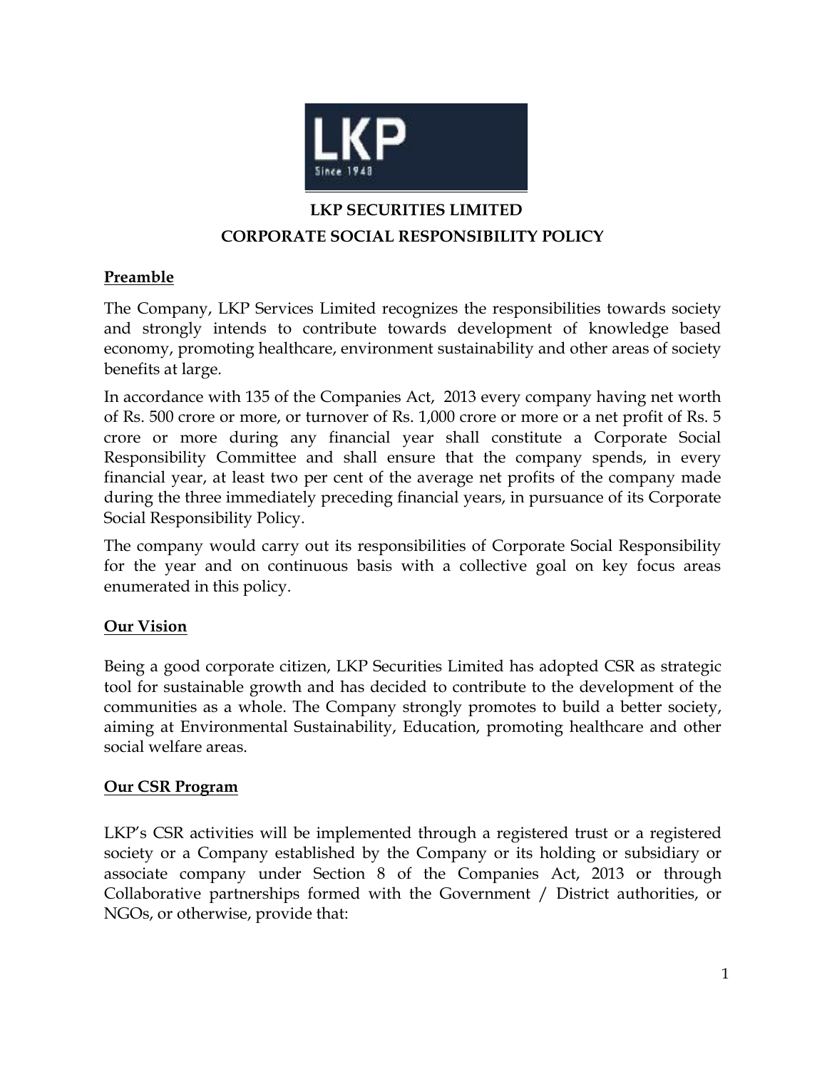# LKP SECURITIES LIMITED
## CORPORATE SOCIAL RESPONSIBILITY POLICY

**Preamble**

The Company, LKP Services Limited recognizes the responsibilities towards society and strongly intends to contribute towards development of knowledge based economy, promoting healthcare, environment sustainability and other areas of society benefits at large.

In accordance with 135 of the Companies Act, 2013 every company having net worth of Rs. 500 crore or more, or turnover of Rs. 1,000 crore or more or a net profit of Rs. 5 crore or more during any financial year shall constitute a Corporate Social Responsibility Committee and shall ensure that the company spends, in every financial year, at least two per cent of the average net profits of the company made during the three immediately preceding financial years, in pursuance of its Corporate Social Responsibility Policy.

The company would carry out its responsibilities of Corporate Social Responsibility for the year and on continuous basis with a collective goal on key focus areas enumerated in this policy.

**Our Vision**

Being a good corporate citizen, LKP Securities Limited has adopted CSR as strategic tool for sustainable growth and has decided to contribute to the development of the communities as a whole. The Company strongly promotes to build a better society, aiming at Environmental Sustainability, Education, promoting healthcare and other social welfare areas.

**Our CSR Program**

LKP's CSR activities will be implemented through a registered trust or a registered society or a Company established by the Company or its holding or subsidiary or associate company under Section 8 of the Companies Act, 2013 or through Collaborative partnerships formed with the Government / District authorities, or NGOs, or otherwise, provide that: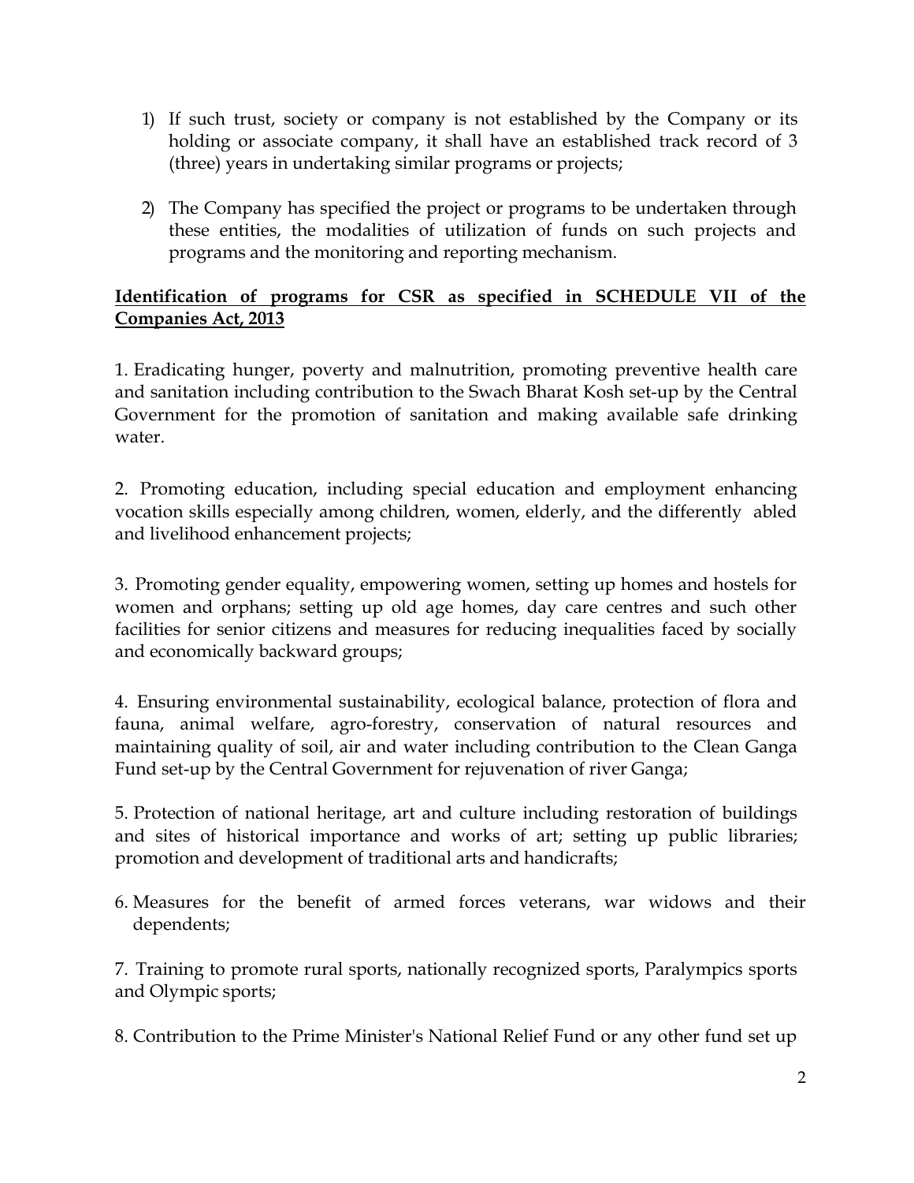1) If such trust, society or company is not established by the Company or its holding or associate company, it shall have an established track record of 3 (three) years in undertaking similar programs or projects;

2) The Company has specified the project or programs to be undertaken through these entities, the modalities of utilization of funds on such projects and programs and the monitoring and reporting mechanism.

**Identification of programs for CSR as specified in SCHEDULE VII of the Companies Act, 2013**

1. Eradicating hunger, poverty and malnutrition, promoting preventive health care and sanitation including contribution to the Swach Bharat Kosh set-up by the Central Government for the promotion of sanitation and making available safe drinking water.

2. Promoting education, including special education and employment enhancing vocation skills especially among children, women, elderly, and the differently abled and livelihood enhancement projects;

3. Promoting gender equality, empowering women, setting up homes and hostels for women and orphans; setting up old age homes, day care centres and such other facilities for senior citizens and measures for reducing inequalities faced by socially and economically backward groups;

4. Ensuring environmental sustainability, ecological balance, protection of flora and fauna, animal welfare, agro-forestry, conservation of natural resources and maintaining quality of soil, air and water including contribution to the Clean Ganga Fund set-up by the Central Government for rejuvenation of river Ganga;

5. Protection of national heritage, art and culture including restoration of buildings and sites of historical importance and works of art; setting up public libraries; promotion and development of traditional arts and handicrafts;

6. Measures for the benefit of armed forces veterans, war widows and their dependents;

7. Training to promote rural sports, nationally recognized sports, Paralympics sports and Olympic sports;

8. Contribution to the Prime Minister's National Relief Fund or any other fund set up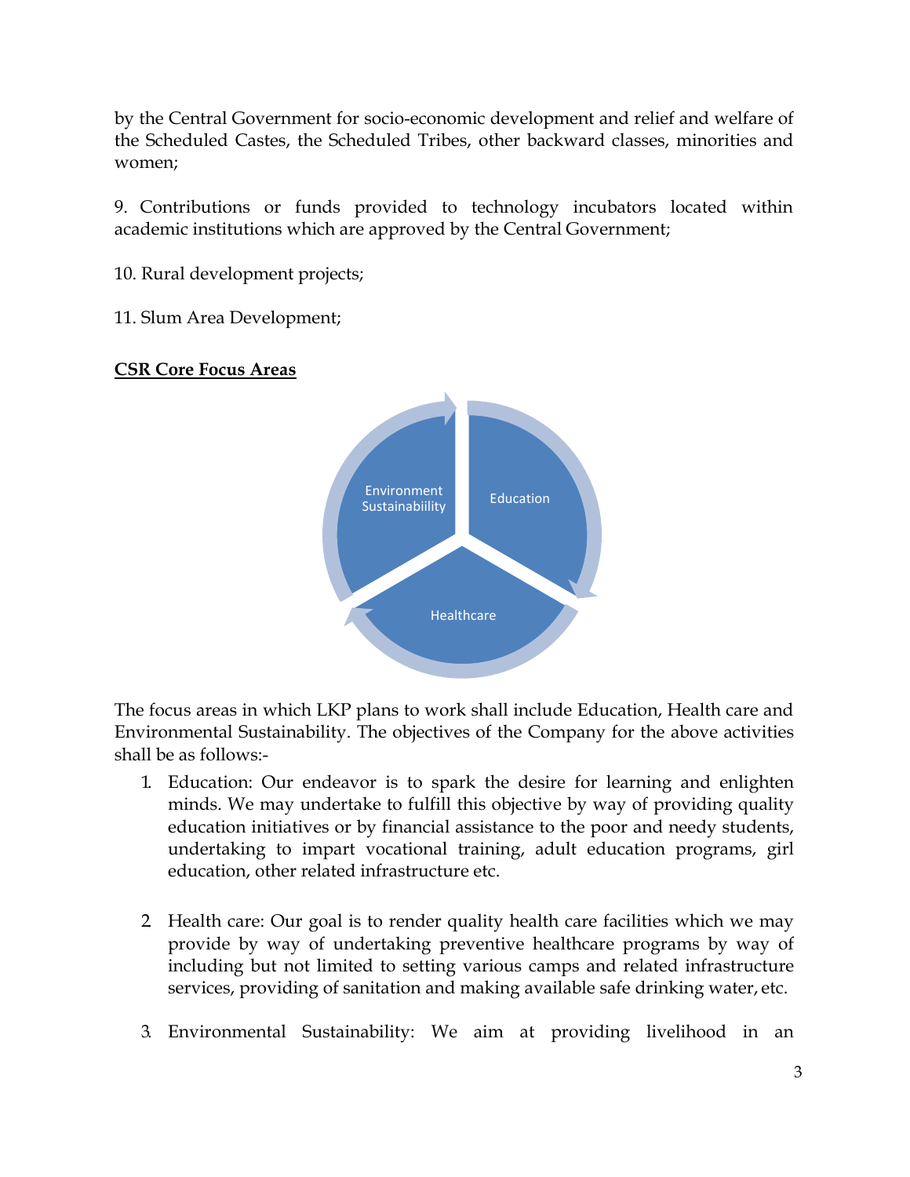by the Central Government for socio-economic development and relief and welfare of the Scheduled Castes, the Scheduled Tribes, other backward classes, minorities and women;

9. Contributions or funds provided to technology incubators located within academic institutions which are approved by the Central Government;

10. Rural development projects;

11. Slum Area Development;

**CSR Core Focus Areas**

Environment Sustainabiility

Education

Healthcare

The focus areas in which LKP plans to work shall include Education, Health care and Environmental Sustainability. The objectives of the Company for the above activities shall be as follows:-

1. Education: Our endeavor is to spark the desire for learning and enlighten minds. We may undertake to fulfill this objective by way of providing quality education initiatives or by financial assistance to the poor and needy students, undertaking to impart vocational training, adult education programs, girl education, other related infrastructure etc.

2. Health care: Our goal is to render quality health care facilities which we may provide by way of undertaking preventive healthcare programs by way of including but not limited to setting various camps and related infrastructure services, providing of sanitation and making available safe drinking water, etc.

3. Environmental Sustainability: We aim at providing livelihood in an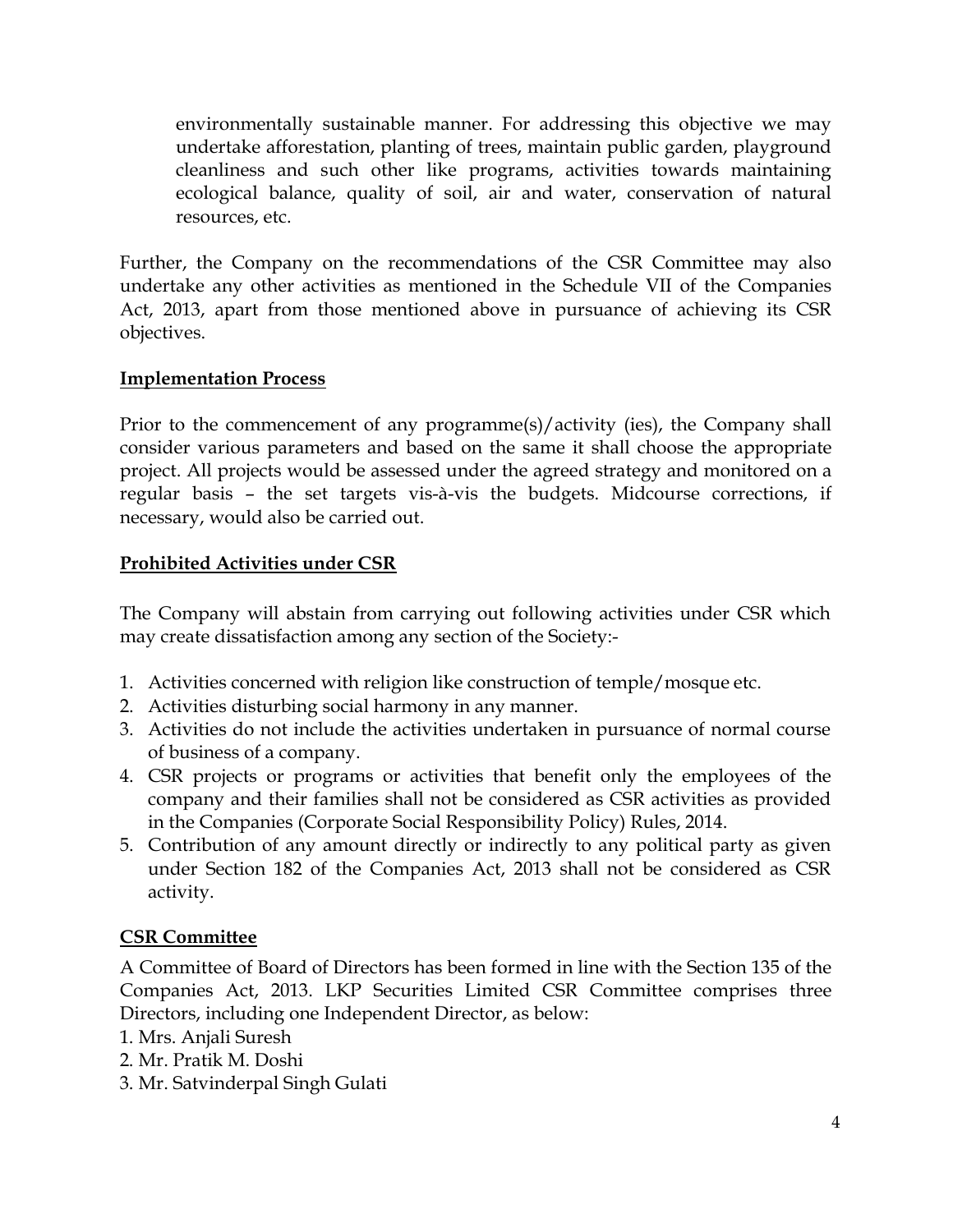environmentally sustainable manner. For addressing this objective we may undertake afforestation, planting of trees, maintain public garden, playground cleanliness and such other like programs, activities towards maintaining ecological balance, quality of soil, air and water, conservation of natural resources, etc.

Further, the Company on the recommendations of the CSR Committee may also undertake any other activities as mentioned in the Schedule VII of the Companies Act, 2013, apart from those mentioned above in pursuance of achieving its CSR objectives.

**Implementation Process**

Prior to the commencement of any programme(s)/activity (ies), the Company shall consider various parameters and based on the same it shall choose the appropriate project. All projects would be assessed under the agreed strategy and monitored on a regular basis – the set targets vis-à-vis the budgets. Midcourse corrections, if necessary, would also be carried out.

**Prohibited Activities under CSR**

The Company will abstain from carrying out following activities under CSR which may create dissatisfaction among any section of the Society:-

1. Activities concerned with religion like construction of temple/mosque etc.
2. Activities disturbing social harmony in any manner.
3. Activities do not include the activities undertaken in pursuance of normal course of business of a company.
4. CSR projects or programs or activities that benefit only the employees of the company and their families shall not be considered as CSR activities as provided in the Companies (Corporate Social Responsibility Policy) Rules, 2014.
5. Contribution of any amount directly or indirectly to any political party as given under Section 182 of the Companies Act, 2013 shall not be considered as CSR activity.

**CSR Committee**

A Committee of Board of Directors has been formed in line with the Section 135 of the Companies Act, 2013. LKP Securities Limited CSR Committee comprises three Directors, including one Independent Director, as below:

1. Mrs. Anjali Suresh
2. Mr. Pratik M. Doshi
3. Mr. Satvinderpal Singh Gulati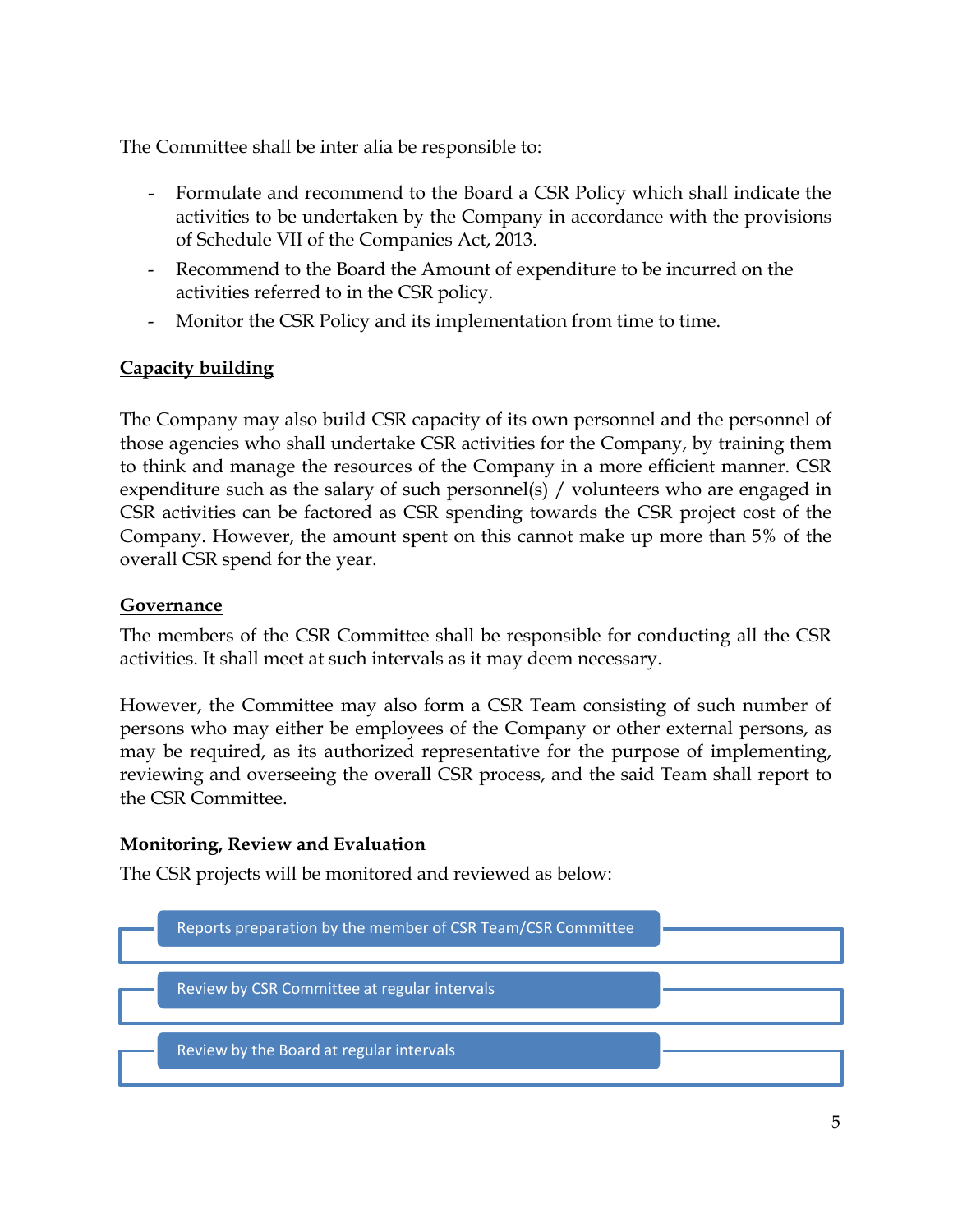The Committee shall be inter alia be responsible to:

- Formulate and recommend to the Board a CSR Policy which shall indicate the activities to be undertaken by the Company in accordance with the provisions of Schedule VII of the Companies Act, 2013.
- Recommend to the Board the Amount of expenditure to be incurred on the activities referred to in the CSR policy.
- Monitor the CSR Policy and its implementation from time to time.

**Capacity building**

The Company may also build CSR capacity of its own personnel and the personnel of those agencies who shall undertake CSR activities for the Company, by training them to think and manage the resources of the Company in a more efficient manner. CSR expenditure such as the salary of such personnel(s) / volunteers who are engaged in CSR activities can be factored as CSR spending towards the CSR project cost of the Company. However, the amount spent on this cannot make up more than 5% of the overall CSR spend for the year.

**Governance**

The members of the CSR Committee shall be responsible for conducting all the CSR activities. It shall meet at such intervals as it may deem necessary.

However, the Committee may also form a CSR Team consisting of such number of persons who may either be employees of the Company or other external persons, as may be required, as its authorized representative for the purpose of implementing, reviewing and overseeing the overall CSR process, and the said Team shall report to the CSR Committee.

**Monitoring, Review and Evaluation**

The CSR projects will be monitored and reviewed as below:

- Reports preparation by the member of CSR Team/CSR Committee
- Review by CSR Committee at regular intervals
- Review by the Board at regular intervals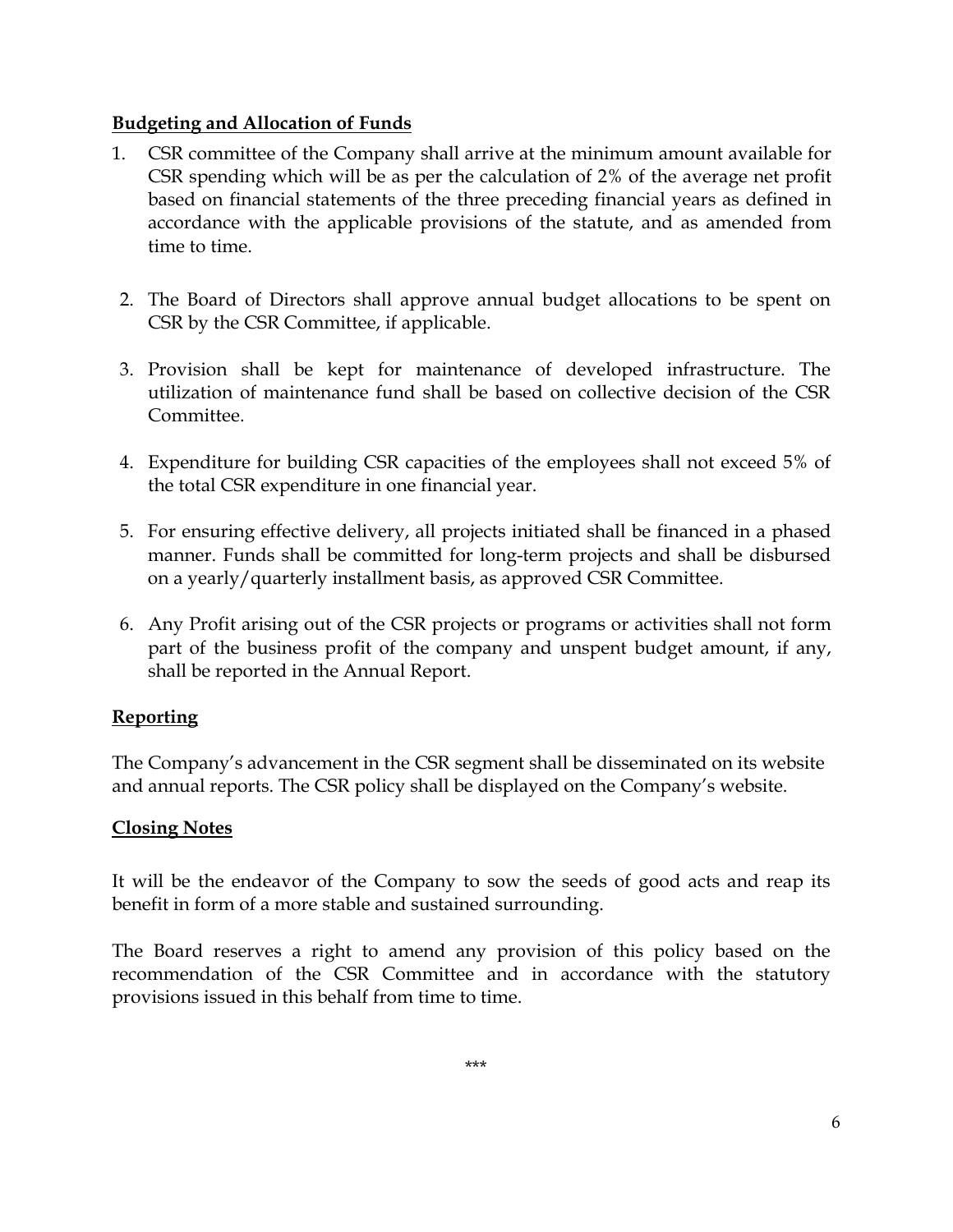## Budgeting and Allocation of Funds

1. CSR committee of the Company shall arrive at the minimum amount available for CSR spending which will be as per the calculation of 2% of the average net profit based on financial statements of the three preceding financial years as defined in accordance with the applicable provisions of the statute, and as amended from time to time.

2. The Board of Directors shall approve annual budget allocations to be spent on CSR by the CSR Committee, if applicable.

3. Provision shall be kept for maintenance of developed infrastructure. The utilization of maintenance fund shall be based on collective decision of the CSR Committee.

4. Expenditure for building CSR capacities of the employees shall not exceed 5% of the total CSR expenditure in one financial year.

5. For ensuring effective delivery, all projects initiated shall be financed in a phased manner. Funds shall be committed for long-term projects and shall be disbursed on a yearly/quarterly installment basis, as approved CSR Committee.

6. Any Profit arising out of the CSR projects or programs or activities shall not form part of the business profit of the company and unspent budget amount, if any, shall be reported in the Annual Report.

## Reporting

The Company's advancement in the CSR segment shall be disseminated on its website and annual reports. The CSR policy shall be displayed on the Company's website.

## Closing Notes

It will be the endeavor of the Company to sow the seeds of good acts and reap its benefit in form of a more stable and sustained surrounding.

The Board reserves a right to amend any provision of this policy based on the recommendation of the CSR Committee and in accordance with the statutory provisions issued in this behalf from time to time.

***